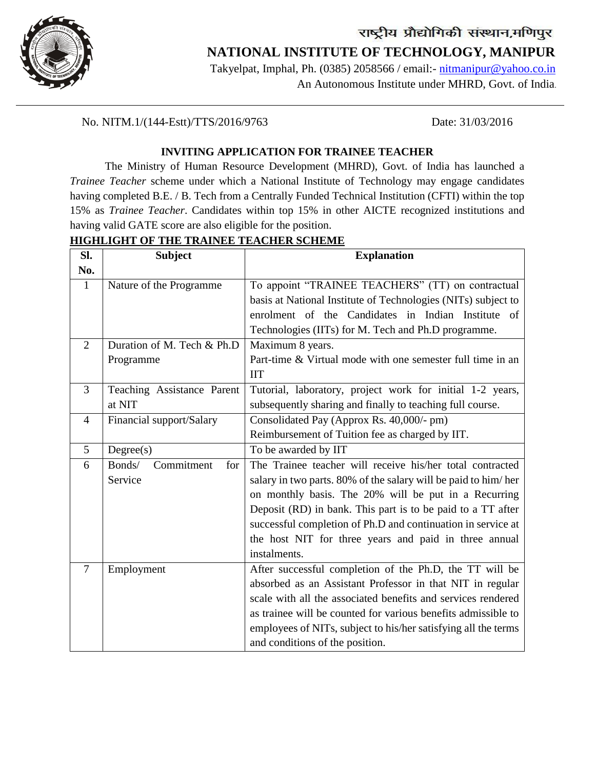# राष्ट्रीय प्रौद्योगिकी संस्थान,मणिपुर

# NATIONAL INSTITUTE OF TECHNOLOGY, MANIPUR

Takyelpat, Imphal, Ph. (0385) 2058566 / email:- nitmanipur@yahoo.co.in

An Autonomous Institute under MHRD, Govt. of India.

---

No. NITM.1/(144-Estt)/TTS/2016/9763 Date: 31/03/2016

## INVITING APPLICATION FOR TRAINEE TEACHER

The Ministry of Human Resource Development (MHRD), Govt. of India has launched a *Trainee Teacher* scheme under which a National Institute of Technology may engage candidates having completed B.E. / B. Tech from a Centrally Funded Technical Institution (CFTI) within the top 15% as *Trainee Teacher*. Candidates within top 15% in other AICTE recognized institutions and having valid GATE score are also eligible for the position.

**HIGHLIGHT OF THE TRAINEE TEACHER SCHEME**

| Sl. No. | Subject | Explanation |
|---|---|---|
| 1 | Nature of the Programme | To appoint "TRAINEE TEACHERS" (TT) on contractual basis at National Institute of Technologies (NITs) subject to enrolment of the Candidates in Indian Institute of Technologies (IITs) for M. Tech and Ph.D programme. |
| 2 | Duration of M. Tech & Ph.D Programme | Maximum 8 years.<br>Part-time & Virtual mode with one semester full time in an IIT |
| 3 | Teaching Assistance Parent at NIT | Tutorial, laboratory, project work for initial 1-2 years, subsequently sharing and finally to teaching full course. |
| 4 | Financial support/Salary | Consolidated Pay (Approx Rs. 40,000/- pm)<br>Reimbursement of Tuition fee as charged by IIT. |
| 5 | Degree(s) | To be awarded by IIT |
| 6 | Bonds/ Commitment for Service | The Trainee teacher will receive his/her total contracted salary in two parts. 80% of the salary will be paid to him/ her on monthly basis. The 20% will be put in a Recurring Deposit (RD) in bank. This part is to be paid to a TT after successful completion of Ph.D and continuation in service at the host NIT for three years and paid in three annual instalments. |
| 7 | Employment | After successful completion of the Ph.D, the TT will be absorbed as an Assistant Professor in that NIT in regular scale with all the associated benefits and services rendered as trainee will be counted for various benefits admissible to employees of NITs, subject to his/her satisfying all the terms and conditions of the position. |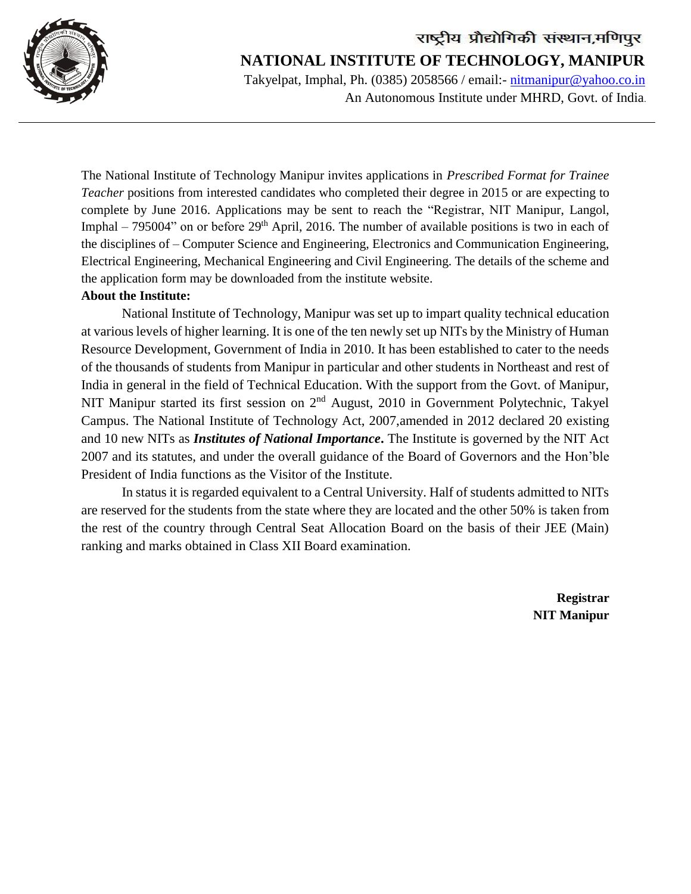# राष्ट्रीय प्रौद्योगिकी संस्थान,मणिपुर

# NATIONAL INSTITUTE OF TECHNOLOGY, MANIPUR

Takyelpat, Imphal, Ph. (0385) 2058566 / email:- nitmanipur@yahoo.co.in

An Autonomous Institute under MHRD, Govt. of India.

---

The National Institute of Technology Manipur invites applications in *Prescribed Format for Trainee Teacher* positions from interested candidates who completed their degree in 2015 or are expecting to complete by June 2016. Applications may be sent to reach the "Registrar, NIT Manipur, Langol, Imphal – 795004" on or before 29th April, 2016. The number of available positions is two in each of the disciplines of – Computer Science and Engineering, Electronics and Communication Engineering, Electrical Engineering, Mechanical Engineering and Civil Engineering. The details of the scheme and the application form may be downloaded from the institute website.

**About the Institute:**

National Institute of Technology, Manipur was set up to impart quality technical education at various levels of higher learning. It is one of the ten newly set up NITs by the Ministry of Human Resource Development, Government of India in 2010. It has been established to cater to the needs of the thousands of students from Manipur in particular and other students in Northeast and rest of India in general in the field of Technical Education. With the support from the Govt. of Manipur, NIT Manipur started its first session on 2nd August, 2010 in Government Polytechnic, Takyel Campus. The National Institute of Technology Act, 2007,amended in 2012 declared 20 existing and 10 new NITs as ***Institutes of National Importance***. The Institute is governed by the NIT Act 2007 and its statutes, and under the overall guidance of the Board of Governors and the Hon'ble President of India functions as the Visitor of the Institute.

In status it is regarded equivalent to a Central University. Half of students admitted to NITs are reserved for the students from the state where they are located and the other 50% is taken from the rest of the country through Central Seat Allocation Board on the basis of their JEE (Main) ranking and marks obtained in Class XII Board examination.

**Registrar**
**NIT Manipur**